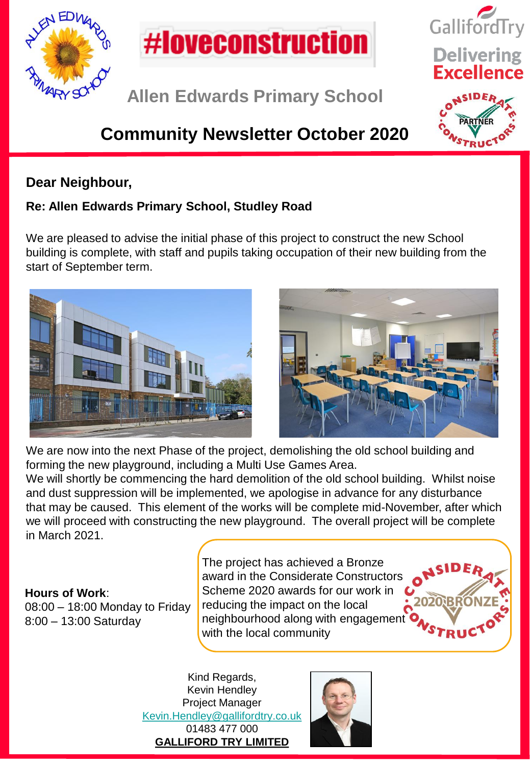#loveconstruction

Galliford Try

Delivering Excellence

Allen Edwards Primary School

# Community Newsletter October 2020

**Dear Neighbour,**

**Re: Allen Edwards Primary School, Studley Road**

We are pleased to advise the initial phase of this project to construct the new School building is complete, with staff and pupils taking occupation of their new building from the start of September term.

We are now into the next Phase of the project, demolishing the old school building and forming the new playground, including a Multi Use Games Area.

We will shortly be commencing the hard demolition of the old school building. Whilst noise and dust suppression will be implemented, we apologise in advance for any disturbance that may be caused. This element of the works will be complete mid-November, after which we will proceed with constructing the new playground. The overall project will be complete in March 2021.

**Hours of Work**:
08:00 – 18:00 Monday to Friday
8:00 – 13:00 Saturday

The project has achieved a Bronze award in the Considerate Constructors Scheme 2020 awards for our work in reducing the impact on the local neighbourhood along with engagement with the local community

Kind Regards,
Kevin Hendley
Project Manager
Kevin.Hendley@gallifordtry.co.uk
01483 477 000
**GALLIFORD TRY LIMITED**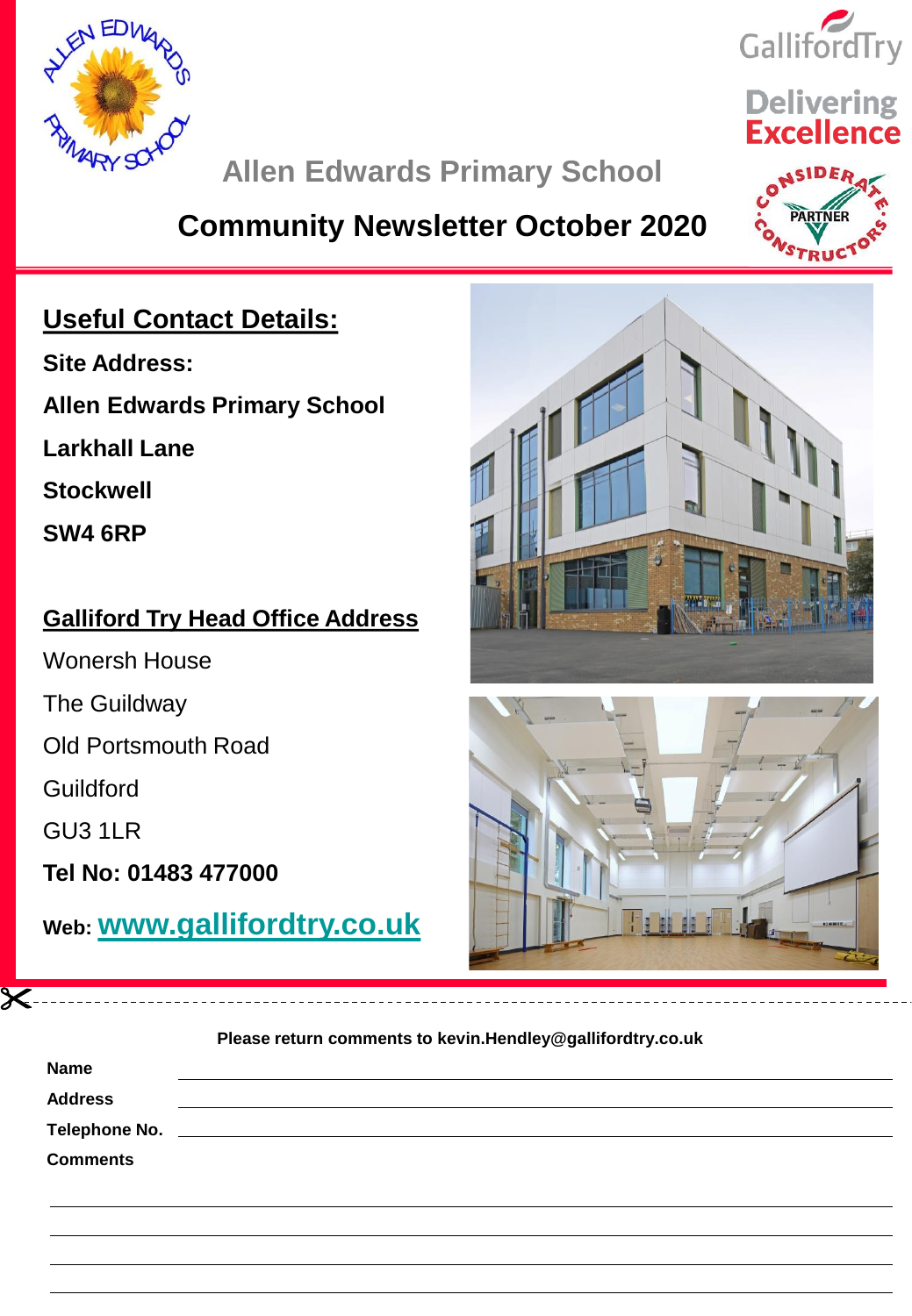# Allen Edwards Primary School

## Community Newsletter October 2020

## Useful Contact Details:

**Site Address:**

**Allen Edwards Primary School**

**Larkhall Lane**

**Stockwell**

**SW4 6RP**

### Galliford Try Head Office Address

Wonersh House

The Guildway

Old Portsmouth Road

Guildford

GU3 1LR

**Tel No: 01483 477000**

**Web:** www.gallifordtry.co.uk

---

**Please return comments to kevin.Hendley@gallifordtry.co.uk**

**Name** ____________________

**Address** ____________________

**Telephone No.** ____________________

**Comments**

____________________

____________________

____________________

____________________